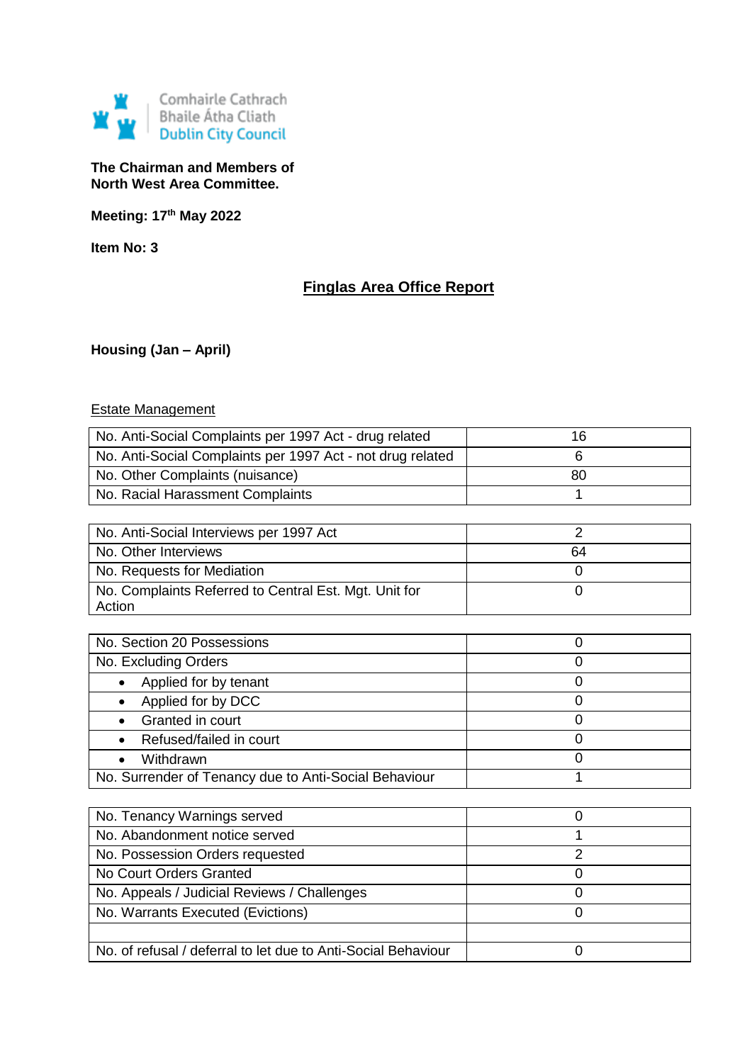Comhairle Cathrach
Bhaile Átha Cliath
Dublin City Council

**The Chairman and Members of**
**North West Area Committee.**

**Meeting: 17th May 2022**

**Item No: 3**

# Finglas Area Office Report

**Housing (Jan – April)**

Estate Management

| | |
|---|---|
| No. Anti-Social Complaints per 1997 Act - drug related | 16 |
| No. Anti-Social Complaints per 1997 Act - not drug related | 6 |
| No. Other Complaints (nuisance) | 80 |
| No. Racial Harassment Complaints | 1 |

| | |
|---|---|
| No. Anti-Social Interviews per 1997 Act | 2 |
| No. Other Interviews | 64 |
| No. Requests for Mediation | 0 |
| No. Complaints Referred to Central Est. Mgt. Unit for Action | 0 |

| | |
|---|---|
| No. Section 20 Possessions | 0 |
| No. Excluding Orders | 0 |
| • Applied for by tenant | 0 |
| • Applied for by DCC | 0 |
| • Granted in court | 0 |
| • Refused/failed in court | 0 |
| • Withdrawn | 0 |
| No. Surrender of Tenancy due to Anti-Social Behaviour | 1 |

| | |
|---|---|
| No. Tenancy Warnings served | 0 |
| No. Abandonment notice served | 1 |
| No. Possession Orders requested | 2 |
| No Court Orders Granted | 0 |
| No. Appeals / Judicial Reviews / Challenges | 0 |
| No. Warrants Executed (Evictions) | 0 |
| | |
| No. of refusal / deferral to let due to Anti-Social Behaviour | 0 |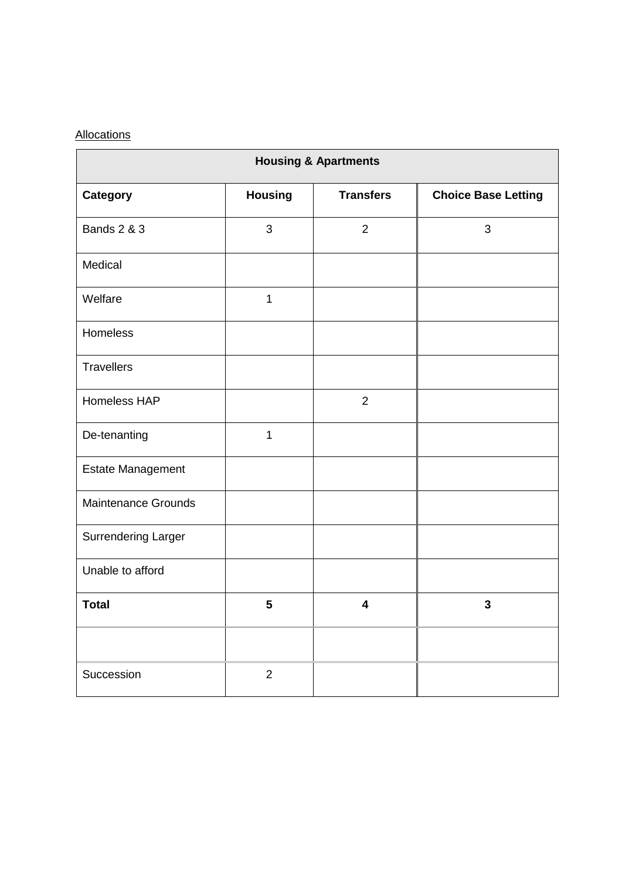Allocations

| Housing & Apartments | | | |
|---|---|---|---|
| **Category** | **Housing** | **Transfers** | **Choice Base Letting** |
| Bands 2 & 3 | 3 | 2 | 3 |
| Medical | | | |
| Welfare | 1 | | |
| Homeless | | | |
| Travellers | | | |
| Homeless HAP | | 2 | |
| De-tenanting | 1 | | |
| Estate Management | | | |
| Maintenance Grounds | | | |
| Surrendering Larger | | | |
| Unable to afford | | | |
| **Total** | **5** | **4** | **3** |
| | | | |
| Succession | 2 | | |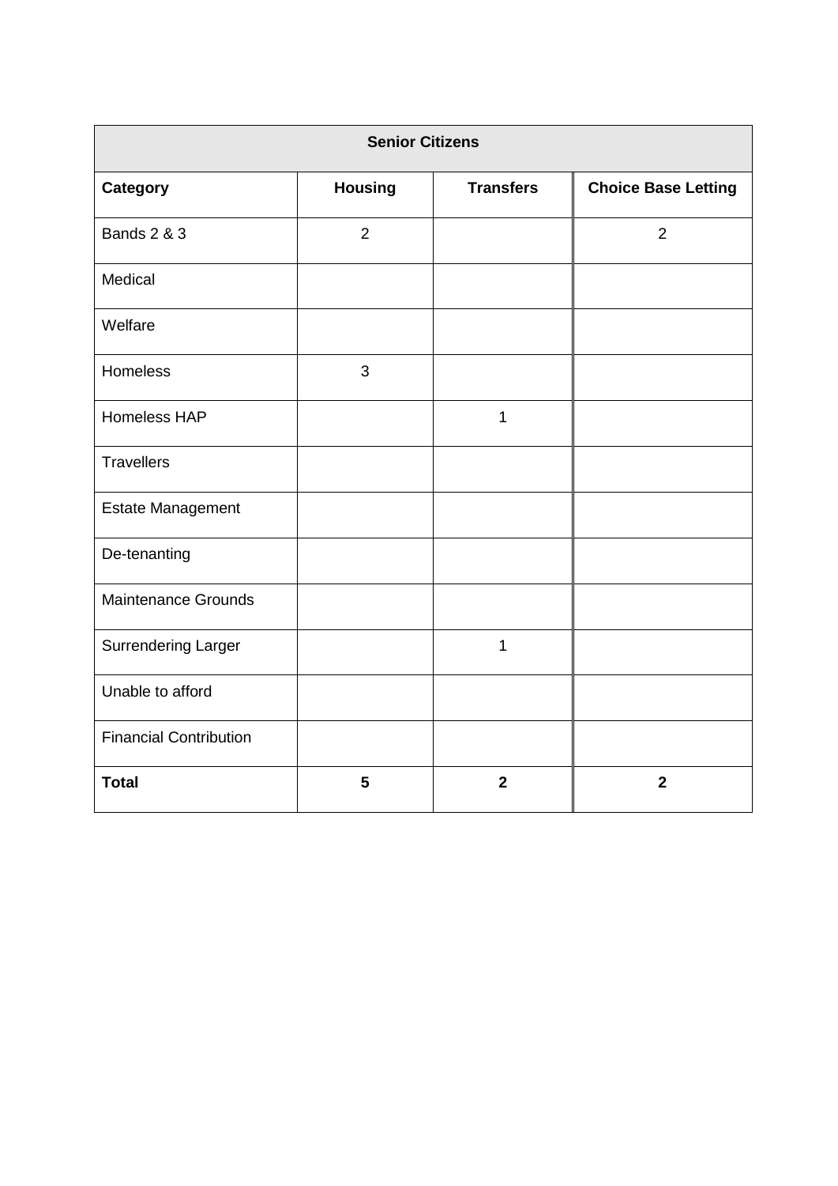| Senior Citizens | | | |
|---|---|---|---|
| **Category** | **Housing** | **Transfers** | **Choice Base Letting** |
| Bands 2 & 3 | 2 | | 2 |
| Medical | | | |
| Welfare | | | |
| Homeless | 3 | | |
| Homeless HAP | | 1 | |
| Travellers | | | |
| Estate Management | | | |
| De-tenanting | | | |
| Maintenance Grounds | | | |
| Surrendering Larger | | 1 | |
| Unable to afford | | | |
| Financial Contribution | | | |
| **Total** | **5** | **2** | **2** |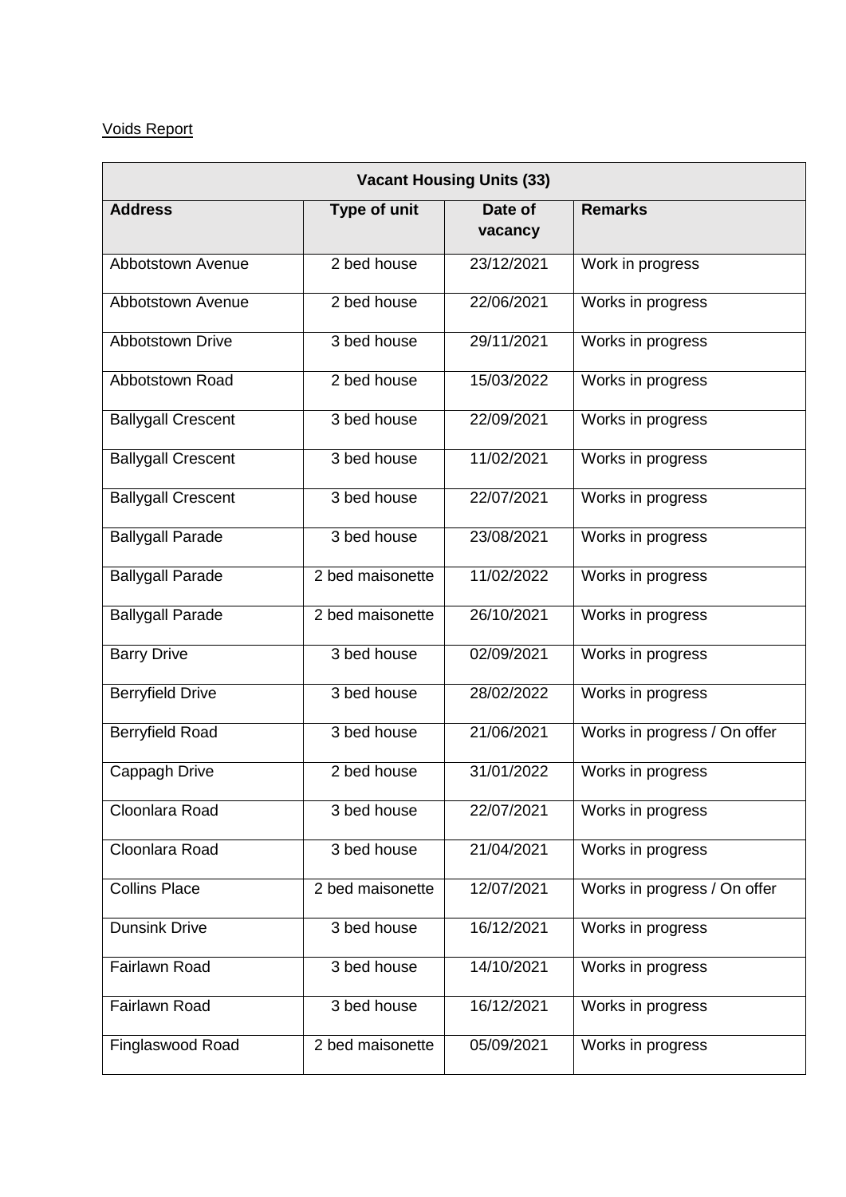Voids Report

| Vacant Housing Units (33) | | | |
|---|---|---|---|
| **Address** | **Type of unit** | **Date of vacancy** | **Remarks** |
| Abbotstown Avenue | 2 bed house | 23/12/2021 | Work in progress |
| Abbotstown Avenue | 2 bed house | 22/06/2021 | Works in progress |
| Abbotstown Drive | 3 bed house | 29/11/2021 | Works in progress |
| Abbotstown Road | 2 bed house | 15/03/2022 | Works in progress |
| Ballygall Crescent | 3 bed house | 22/09/2021 | Works in progress |
| Ballygall Crescent | 3 bed house | 11/02/2021 | Works in progress |
| Ballygall Crescent | 3 bed house | 22/07/2021 | Works in progress |
| Ballygall Parade | 3 bed house | 23/08/2021 | Works in progress |
| Ballygall Parade | 2 bed maisonette | 11/02/2022 | Works in progress |
| Ballygall Parade | 2 bed maisonette | 26/10/2021 | Works in progress |
| Barry Drive | 3 bed house | 02/09/2021 | Works in progress |
| Berryfield Drive | 3 bed house | 28/02/2022 | Works in progress |
| Berryfield Road | 3 bed house | 21/06/2021 | Works in progress / On offer |
| Cappagh Drive | 2 bed house | 31/01/2022 | Works in progress |
| Cloonlara Road | 3 bed house | 22/07/2021 | Works in progress |
| Cloonlara Road | 3 bed house | 21/04/2021 | Works in progress |
| Collins Place | 2 bed maisonette | 12/07/2021 | Works in progress / On offer |
| Dunsink Drive | 3 bed house | 16/12/2021 | Works in progress |
| Fairlawn Road | 3 bed house | 14/10/2021 | Works in progress |
| Fairlawn Road | 3 bed house | 16/12/2021 | Works in progress |
| Finglaswood Road | 2 bed maisonette | 05/09/2021 | Works in progress |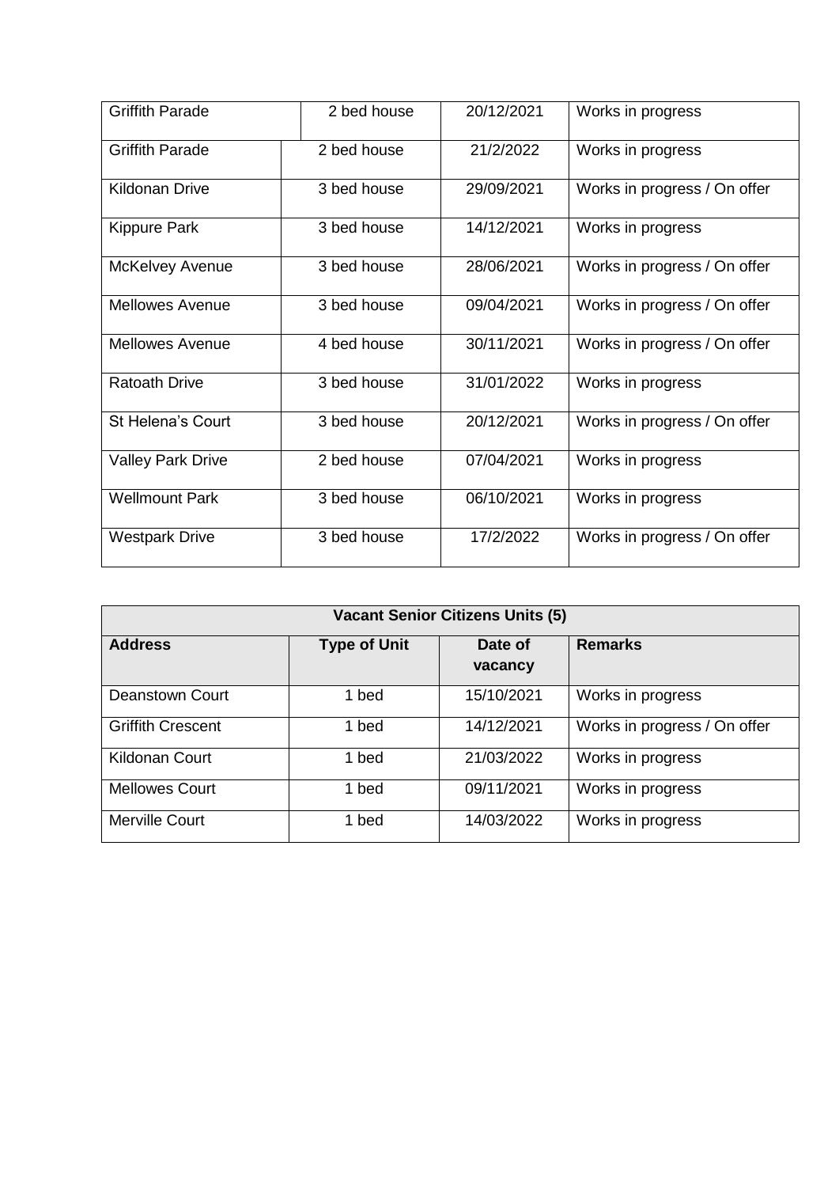| | | | |
|---|---|---|---|
| Griffith Parade | 2 bed house | 20/12/2021 | Works in progress |
| Griffith Parade | 2 bed house | 21/2/2022 | Works in progress |
| Kildonan Drive | 3 bed house | 29/09/2021 | Works in progress / On offer |
| Kippure Park | 3 bed house | 14/12/2021 | Works in progress |
| McKelvey Avenue | 3 bed house | 28/06/2021 | Works in progress / On offer |
| Mellowes Avenue | 3 bed house | 09/04/2021 | Works in progress / On offer |
| Mellowes Avenue | 4 bed house | 30/11/2021 | Works in progress / On offer |
| Ratoath Drive | 3 bed house | 31/01/2022 | Works in progress |
| St Helena's Court | 3 bed house | 20/12/2021 | Works in progress / On offer |
| Valley Park Drive | 2 bed house | 07/04/2021 | Works in progress |
| Wellmount Park | 3 bed house | 06/10/2021 | Works in progress |
| Westpark Drive | 3 bed house | 17/2/2022 | Works in progress / On offer |

| **Vacant Senior Citizens Units (5)** | | | |
|---|---|---|---|
| **Address** | **Type of Unit** | **Date of vacancy** | **Remarks** |
| Deanstown Court | 1 bed | 15/10/2021 | Works in progress |
| Griffith Crescent | 1 bed | 14/12/2021 | Works in progress / On offer |
| Kildonan Court | 1 bed | 21/03/2022 | Works in progress |
| Mellowes Court | 1 bed | 09/11/2021 | Works in progress |
| Merville Court | 1 bed | 14/03/2022 | Works in progress |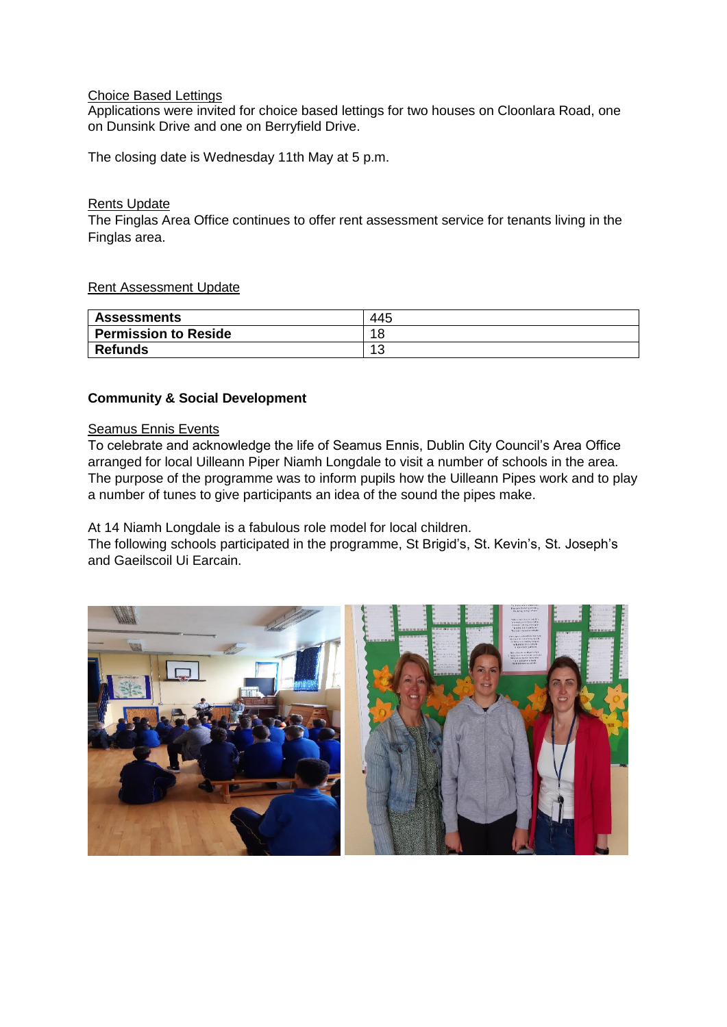Choice Based Lettings

Applications were invited for choice based lettings for two houses on Cloonlara Road, one on Dunsink Drive and one on Berryfield Drive.

The closing date is Wednesday 11th May at 5 p.m.

Rents Update

The Finglas Area Office continues to offer rent assessment service for tenants living in the Finglas area.

Rent Assessment Update

| **Assessments** | 445 |
| --- | --- |
| **Permission to Reside** | 18 |
| **Refunds** | 13 |

**Community & Social Development**

Seamus Ennis Events

To celebrate and acknowledge the life of Seamus Ennis, Dublin City Council's Area Office arranged for local Uilleann Piper Niamh Longdale to visit a number of schools in the area. The purpose of the programme was to inform pupils how the Uilleann Pipes work and to play a number of tunes to give participants an idea of the sound the pipes make.

At 14 Niamh Longdale is a fabulous role model for local children.
The following schools participated in the programme, St Brigid's, St. Kevin's, St. Joseph's and Gaeilscoil Ui Earcain.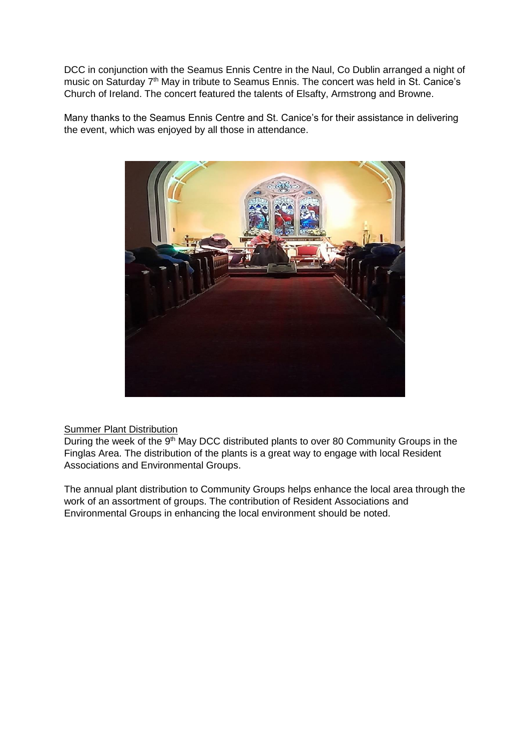DCC in conjunction with the Seamus Ennis Centre in the Naul, Co Dublin arranged a night of music on Saturday 7th May in tribute to Seamus Ennis. The concert was held in St. Canice's Church of Ireland. The concert featured the talents of Elsafty, Armstrong and Browne.

Many thanks to the Seamus Ennis Centre and St. Canice's for their assistance in delivering the event, which was enjoyed by all those in attendance.

## Summer Plant Distribution

During the week of the 9th May DCC distributed plants to over 80 Community Groups in the Finglas Area. The distribution of the plants is a great way to engage with local Resident Associations and Environmental Groups.

The annual plant distribution to Community Groups helps enhance the local area through the work of an assortment of groups. The contribution of Resident Associations and Environmental Groups in enhancing the local environment should be noted.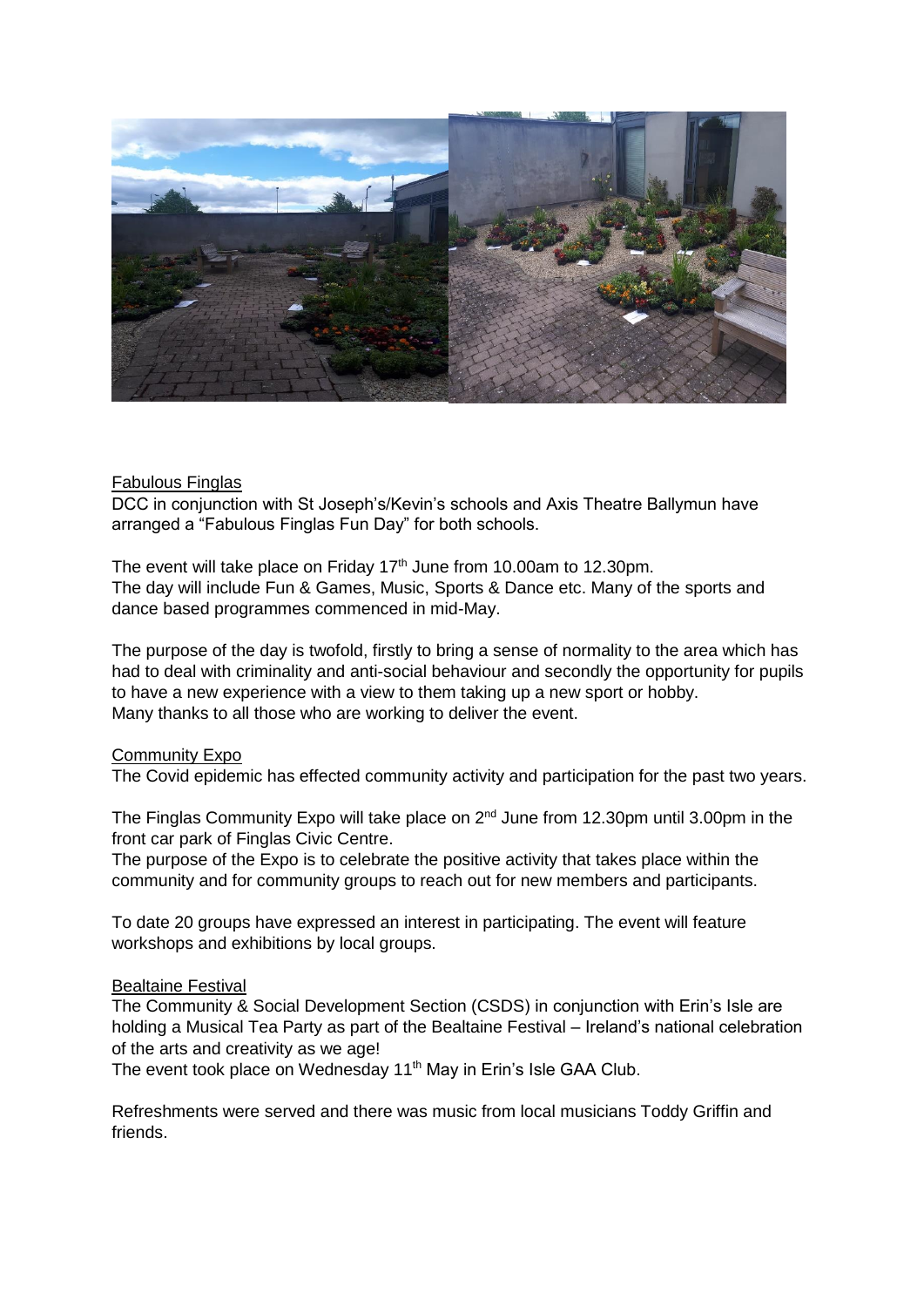Fabulous Finglas

DCC in conjunction with St Joseph's/Kevin's schools and Axis Theatre Ballymun have arranged a "Fabulous Finglas Fun Day" for both schools.

The event will take place on Friday 17th June from 10.00am to 12.30pm.
The day will include Fun & Games, Music, Sports & Dance etc. Many of the sports and dance based programmes commenced in mid-May.

The purpose of the day is twofold, firstly to bring a sense of normality to the area which has had to deal with criminality and anti-social behaviour and secondly the opportunity for pupils to have a new experience with a view to them taking up a new sport or hobby.
Many thanks to all those who are working to deliver the event.

Community Expo

The Covid epidemic has effected community activity and participation for the past two years.

The Finglas Community Expo will take place on 2nd June from 12.30pm until 3.00pm in the front car park of Finglas Civic Centre.
The purpose of the Expo is to celebrate the positive activity that takes place within the community and for community groups to reach out for new members and participants.

To date 20 groups have expressed an interest in participating. The event will feature workshops and exhibitions by local groups.

Bealtaine Festival

The Community & Social Development Section (CSDS) in conjunction with Erin's Isle are holding a Musical Tea Party as part of the Bealtaine Festival – Ireland's national celebration of the arts and creativity as we age!
The event took place on Wednesday 11th May in Erin's Isle GAA Club.

Refreshments were served and there was music from local musicians Toddy Griffin and friends.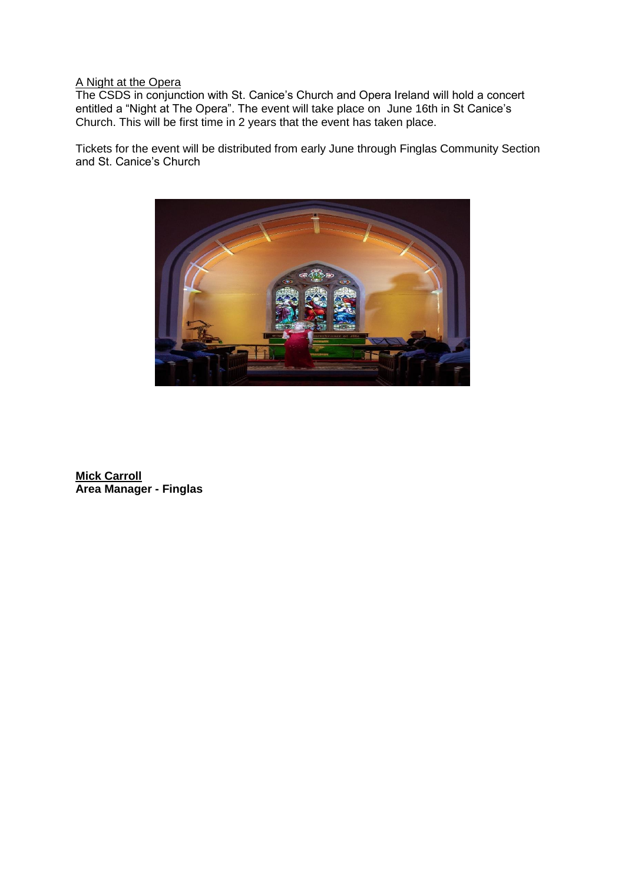A Night at the Opera

The CSDS in conjunction with St. Canice's Church and Opera Ireland will hold a concert entitled a "Night at The Opera". The event will take place on June 16th in St Canice's Church. This will be first time in 2 years that the event has taken place.

Tickets for the event will be distributed from early June through Finglas Community Section and St. Canice's Church

**Mick Carroll**
**Area Manager - Finglas**